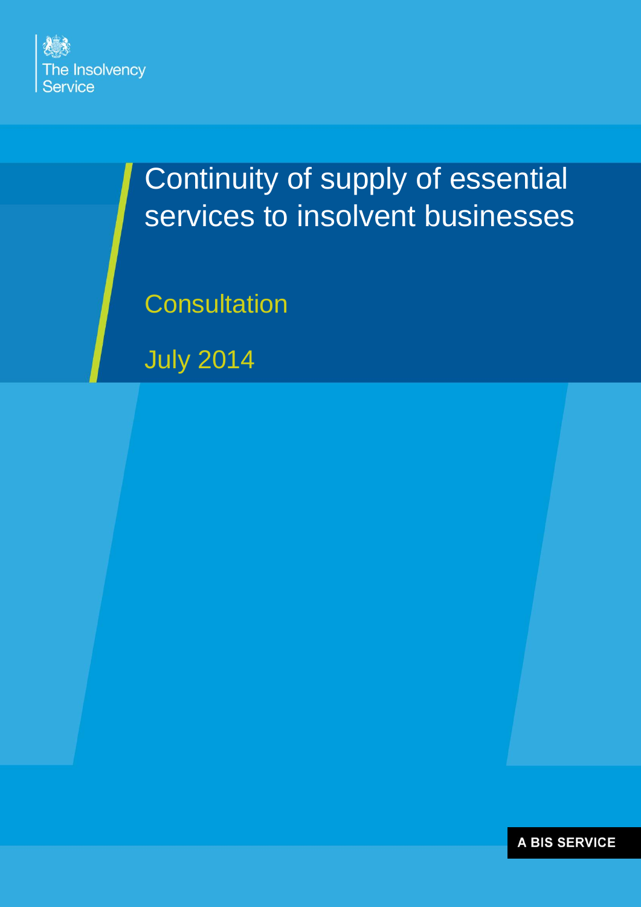The Insolvency Service

# Continuity of supply of essential services to insolvent businesses

## Consultation

July 2014

A BIS SERVICE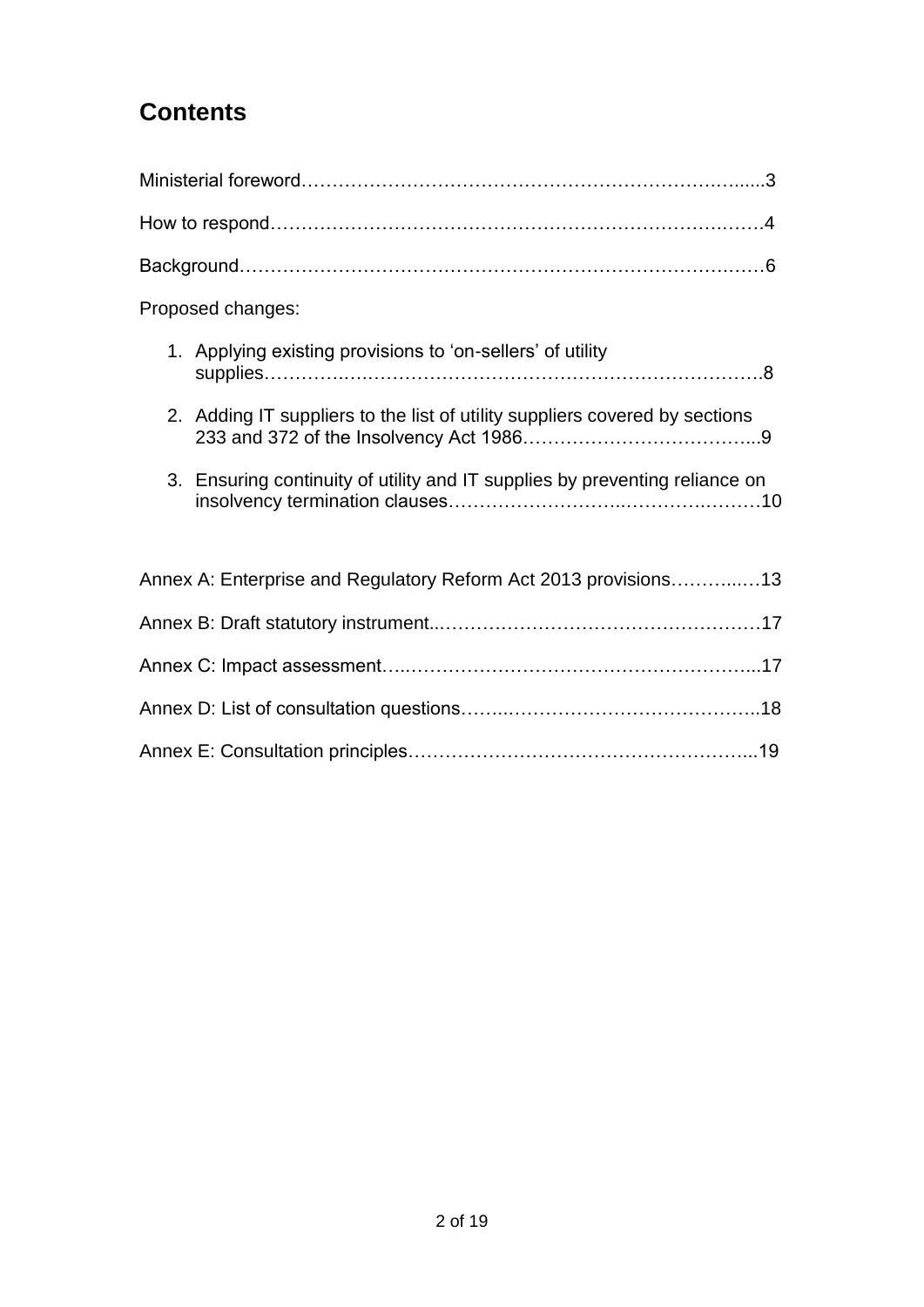# Contents

Ministerial foreword……………………………………………………………….......3

How to respond…………………………………………………………………….…….4

Background……………………………………………………………………….……6

Proposed changes:

1. Applying existing provisions to 'on-sellers' of utility supplies………….………………………………………………………………….8
2. Adding IT suppliers to the list of utility suppliers covered by sections 233 and 372 of the Insolvency Act 1986………………………………...9
3. Ensuring continuity of utility and IT supplies by preventing reliance on insolvency termination clauses…………………….……………….………10

Annex A: Enterprise and Regulatory Reform Act 2013 provisions………..…13

Annex B: Draft statutory instrument..……………………………………………17

Annex C: Impact assessment…..…………………………………………………...17

Annex D: List of consultation questions……..…………………………………..18

Annex E: Consultation principles………………………………………………...19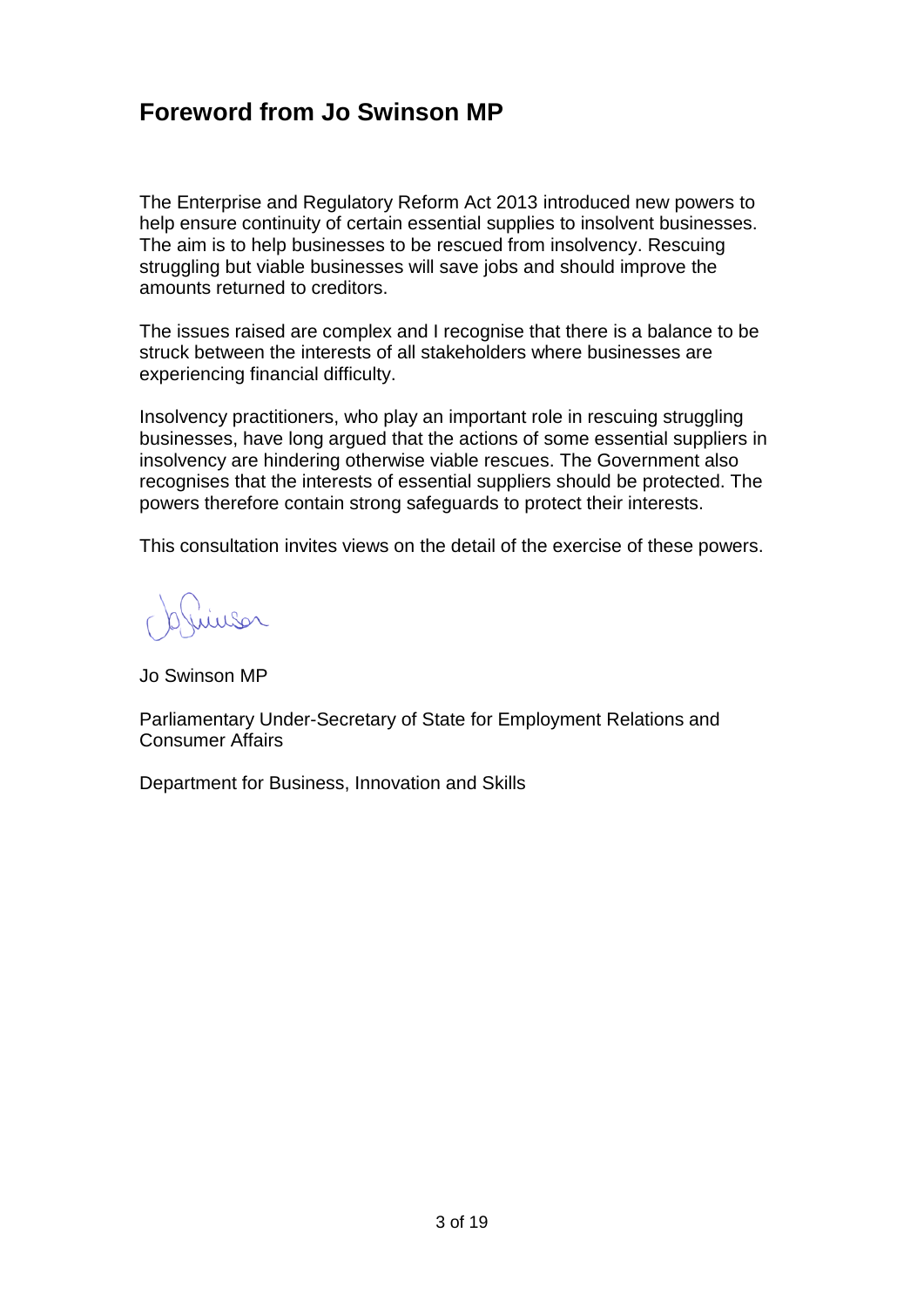# Foreword from Jo Swinson MP

The Enterprise and Regulatory Reform Act 2013 introduced new powers to help ensure continuity of certain essential supplies to insolvent businesses. The aim is to help businesses to be rescued from insolvency. Rescuing struggling but viable businesses will save jobs and should improve the amounts returned to creditors.

The issues raised are complex and I recognise that there is a balance to be struck between the interests of all stakeholders where businesses are experiencing financial difficulty.

Insolvency practitioners, who play an important role in rescuing struggling businesses, have long argued that the actions of some essential suppliers in insolvency are hindering otherwise viable rescues. The Government also recognises that the interests of essential suppliers should be protected. The powers therefore contain strong safeguards to protect their interests.

This consultation invites views on the detail of the exercise of these powers.

Jo Swinson MP

Parliamentary Under-Secretary of State for Employment Relations and Consumer Affairs

Department for Business, Innovation and Skills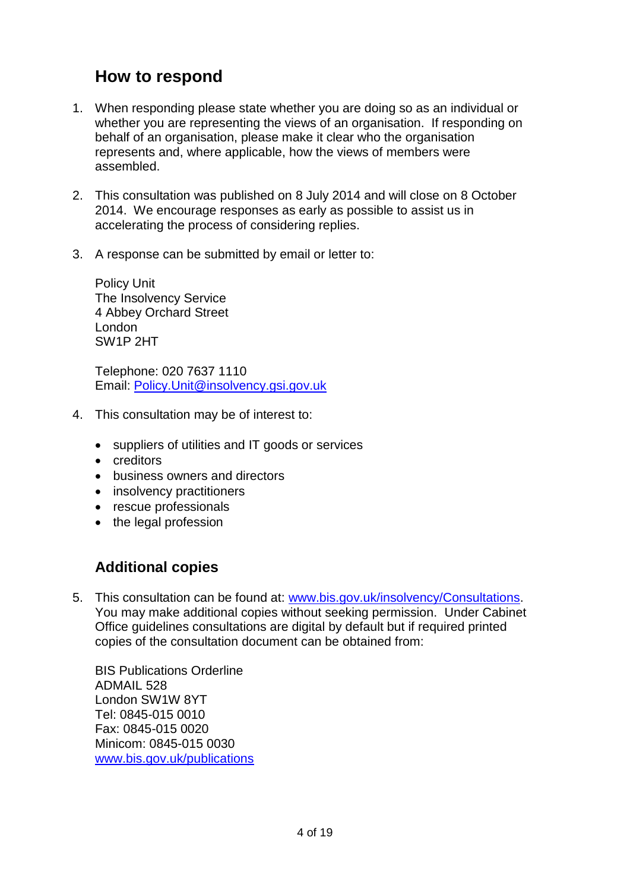## How to respond

1. When responding please state whether you are doing so as an individual or whether you are representing the views of an organisation. If responding on behalf of an organisation, please make it clear who the organisation represents and, where applicable, how the views of members were assembled.

2. This consultation was published on 8 July 2014 and will close on 8 October 2014. We encourage responses as early as possible to assist us in accelerating the process of considering replies.

3. A response can be submitted by email or letter to:

   Policy Unit
   The Insolvency Service
   4 Abbey Orchard Street
   London
   SW1P 2HT

   Telephone: 020 7637 1110
   Email: [Policy.Unit@insolvency.gsi.gov.uk](mailto:Policy.Unit@insolvency.gsi.gov.uk)

4. This consultation may be of interest to:

   - suppliers of utilities and IT goods or services
   - creditors
   - business owners and directors
   - insolvency practitioners
   - rescue professionals
   - the legal profession

## Additional copies

5. This consultation can be found at: [www.bis.gov.uk/insolvency/Consultations](http://www.bis.gov.uk/insolvency/Consultations). You may make additional copies without seeking permission. Under Cabinet Office guidelines consultations are digital by default but if required printed copies of the consultation document can be obtained from:

   BIS Publications Orderline
   ADMAIL 528
   London SW1W 8YT
   Tel: 0845-015 0010
   Fax: 0845-015 0020
   Minicom: 0845-015 0030
   [www.bis.gov.uk/publications](http://www.bis.gov.uk/publications)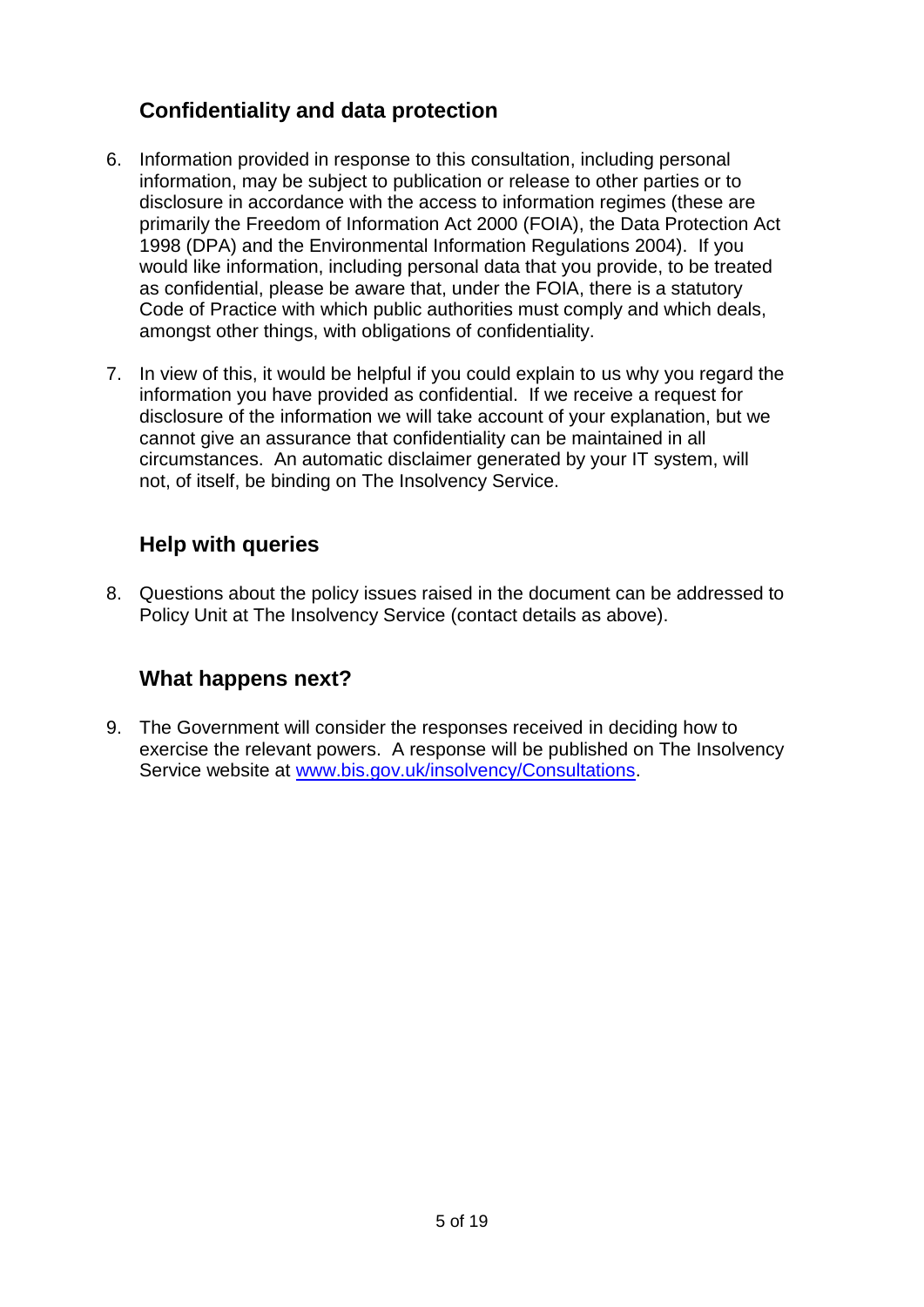## Confidentiality and data protection

6. Information provided in response to this consultation, including personal information, may be subject to publication or release to other parties or to disclosure in accordance with the access to information regimes (these are primarily the Freedom of Information Act 2000 (FOIA), the Data Protection Act 1998 (DPA) and the Environmental Information Regulations 2004). If you would like information, including personal data that you provide, to be treated as confidential, please be aware that, under the FOIA, there is a statutory Code of Practice with which public authorities must comply and which deals, amongst other things, with obligations of confidentiality.

7. In view of this, it would be helpful if you could explain to us why you regard the information you have provided as confidential. If we receive a request for disclosure of the information we will take account of your explanation, but we cannot give an assurance that confidentiality can be maintained in all circumstances. An automatic disclaimer generated by your IT system, will not, of itself, be binding on The Insolvency Service.

## Help with queries

8. Questions about the policy issues raised in the document can be addressed to Policy Unit at The Insolvency Service (contact details as above).

## What happens next?

9. The Government will consider the responses received in deciding how to exercise the relevant powers. A response will be published on The Insolvency Service website at [www.bis.gov.uk/insolvency/Consultations](http://www.bis.gov.uk/insolvency/Consultations).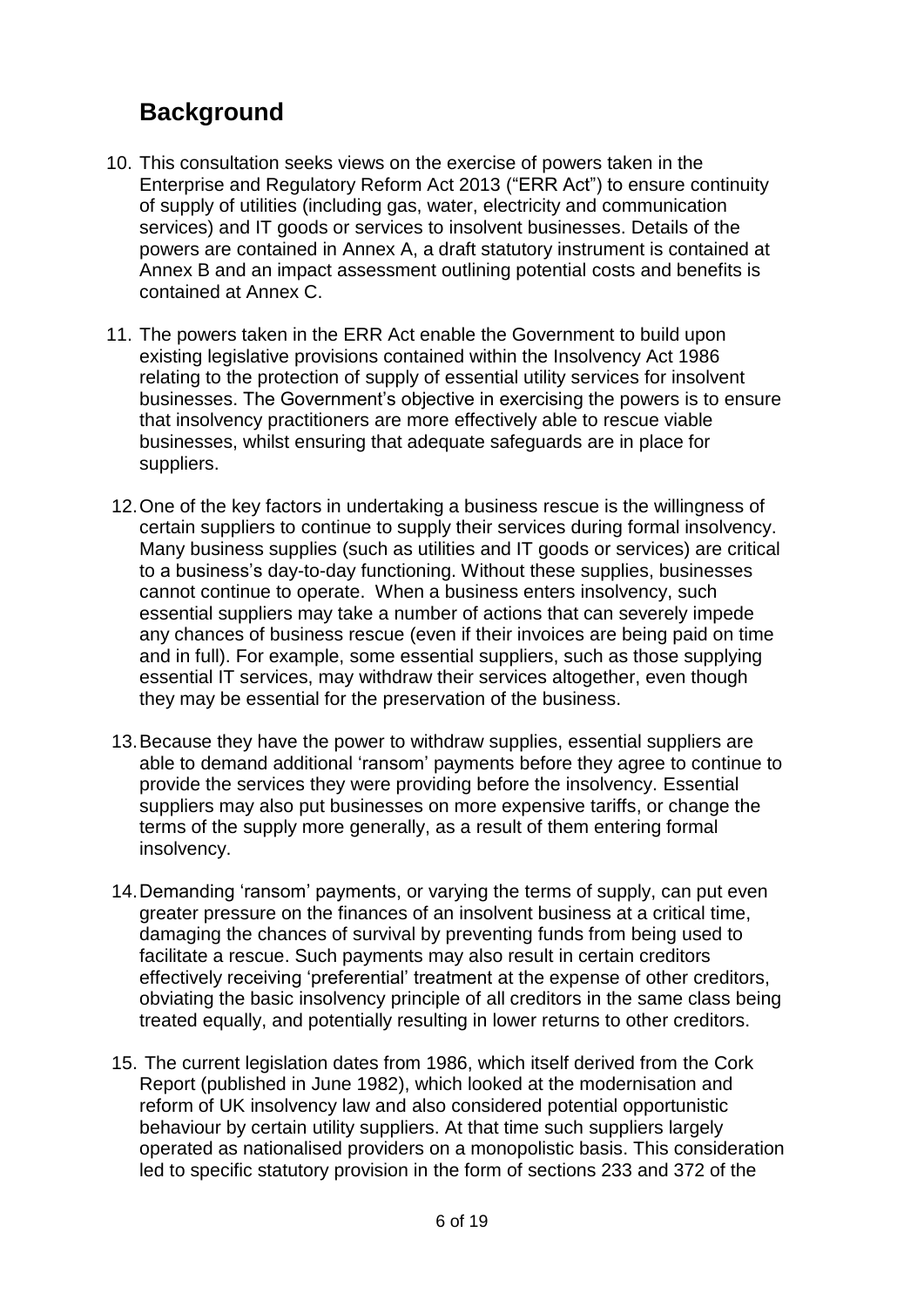## Background

10. This consultation seeks views on the exercise of powers taken in the Enterprise and Regulatory Reform Act 2013 ("ERR Act") to ensure continuity of supply of utilities (including gas, water, electricity and communication services) and IT goods or services to insolvent businesses. Details of the powers are contained in Annex A, a draft statutory instrument is contained at Annex B and an impact assessment outlining potential costs and benefits is contained at Annex C.

11. The powers taken in the ERR Act enable the Government to build upon existing legislative provisions contained within the Insolvency Act 1986 relating to the protection of supply of essential utility services for insolvent businesses. The Government's objective in exercising the powers is to ensure that insolvency practitioners are more effectively able to rescue viable businesses, whilst ensuring that adequate safeguards are in place for suppliers.

12. One of the key factors in undertaking a business rescue is the willingness of certain suppliers to continue to supply their services during formal insolvency. Many business supplies (such as utilities and IT goods or services) are critical to a business's day-to-day functioning. Without these supplies, businesses cannot continue to operate. When a business enters insolvency, such essential suppliers may take a number of actions that can severely impede any chances of business rescue (even if their invoices are being paid on time and in full). For example, some essential suppliers, such as those supplying essential IT services, may withdraw their services altogether, even though they may be essential for the preservation of the business.

13. Because they have the power to withdraw supplies, essential suppliers are able to demand additional 'ransom' payments before they agree to continue to provide the services they were providing before the insolvency. Essential suppliers may also put businesses on more expensive tariffs, or change the terms of the supply more generally, as a result of them entering formal insolvency.

14. Demanding 'ransom' payments, or varying the terms of supply, can put even greater pressure on the finances of an insolvent business at a critical time, damaging the chances of survival by preventing funds from being used to facilitate a rescue. Such payments may also result in certain creditors effectively receiving 'preferential' treatment at the expense of other creditors, obviating the basic insolvency principle of all creditors in the same class being treated equally, and potentially resulting in lower returns to other creditors.

15. The current legislation dates from 1986, which itself derived from the Cork Report (published in June 1982), which looked at the modernisation and reform of UK insolvency law and also considered potential opportunistic behaviour by certain utility suppliers. At that time such suppliers largely operated as nationalised providers on a monopolistic basis. This consideration led to specific statutory provision in the form of sections 233 and 372 of the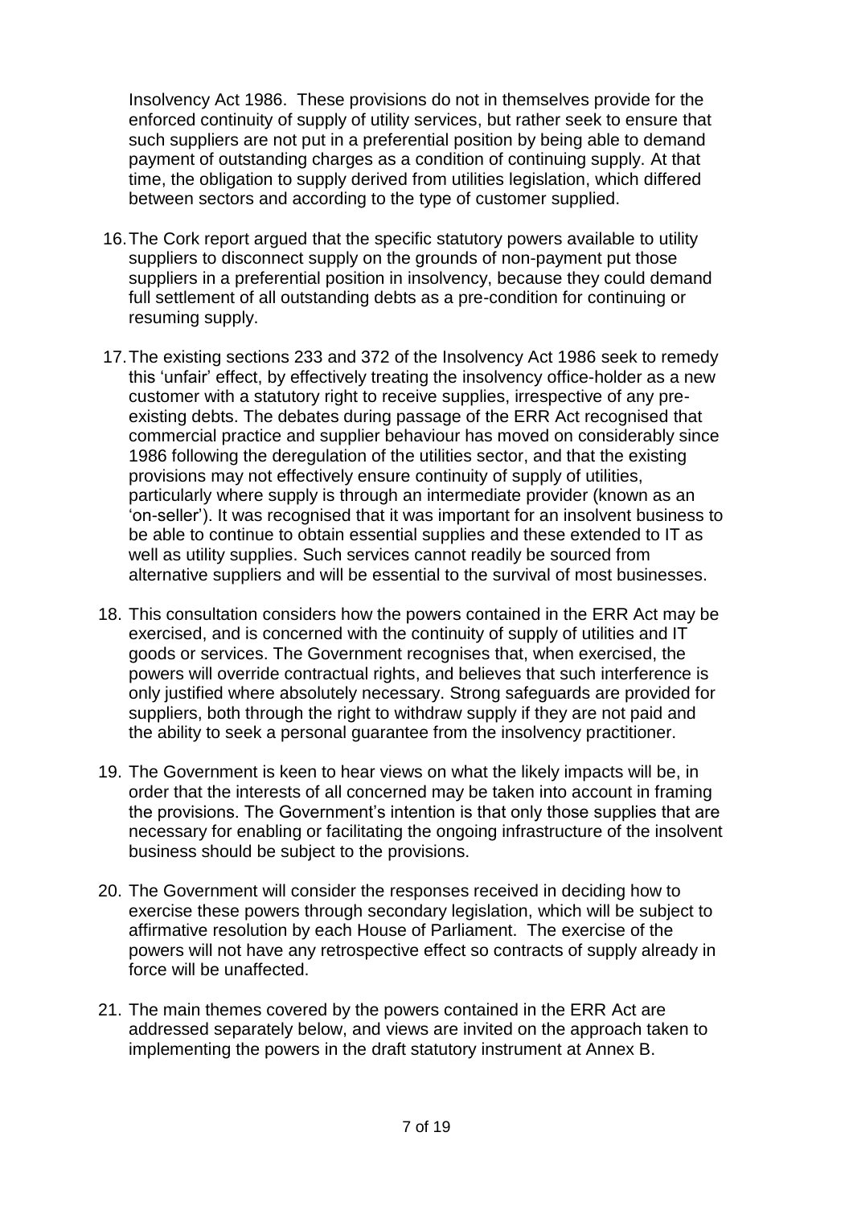Insolvency Act 1986. These provisions do not in themselves provide for the enforced continuity of supply of utility services, but rather seek to ensure that such suppliers are not put in a preferential position by being able to demand payment of outstanding charges as a condition of continuing supply. At that time, the obligation to supply derived from utilities legislation, which differed between sectors and according to the type of customer supplied.

16. The Cork report argued that the specific statutory powers available to utility suppliers to disconnect supply on the grounds of non-payment put those suppliers in a preferential position in insolvency, because they could demand full settlement of all outstanding debts as a pre-condition for continuing or resuming supply.

17. The existing sections 233 and 372 of the Insolvency Act 1986 seek to remedy this 'unfair' effect, by effectively treating the insolvency office-holder as a new customer with a statutory right to receive supplies, irrespective of any pre-existing debts. The debates during passage of the ERR Act recognised that commercial practice and supplier behaviour has moved on considerably since 1986 following the deregulation of the utilities sector, and that the existing provisions may not effectively ensure continuity of supply of utilities, particularly where supply is through an intermediate provider (known as an 'on-seller'). It was recognised that it was important for an insolvent business to be able to continue to obtain essential supplies and these extended to IT as well as utility supplies. Such services cannot readily be sourced from alternative suppliers and will be essential to the survival of most businesses.

18. This consultation considers how the powers contained in the ERR Act may be exercised, and is concerned with the continuity of supply of utilities and IT goods or services. The Government recognises that, when exercised, the powers will override contractual rights, and believes that such interference is only justified where absolutely necessary. Strong safeguards are provided for suppliers, both through the right to withdraw supply if they are not paid and the ability to seek a personal guarantee from the insolvency practitioner.

19. The Government is keen to hear views on what the likely impacts will be, in order that the interests of all concerned may be taken into account in framing the provisions. The Government's intention is that only those supplies that are necessary for enabling or facilitating the ongoing infrastructure of the insolvent business should be subject to the provisions.

20. The Government will consider the responses received in deciding how to exercise these powers through secondary legislation, which will be subject to affirmative resolution by each House of Parliament. The exercise of the powers will not have any retrospective effect so contracts of supply already in force will be unaffected.

21. The main themes covered by the powers contained in the ERR Act are addressed separately below, and views are invited on the approach taken to implementing the powers in the draft statutory instrument at Annex B.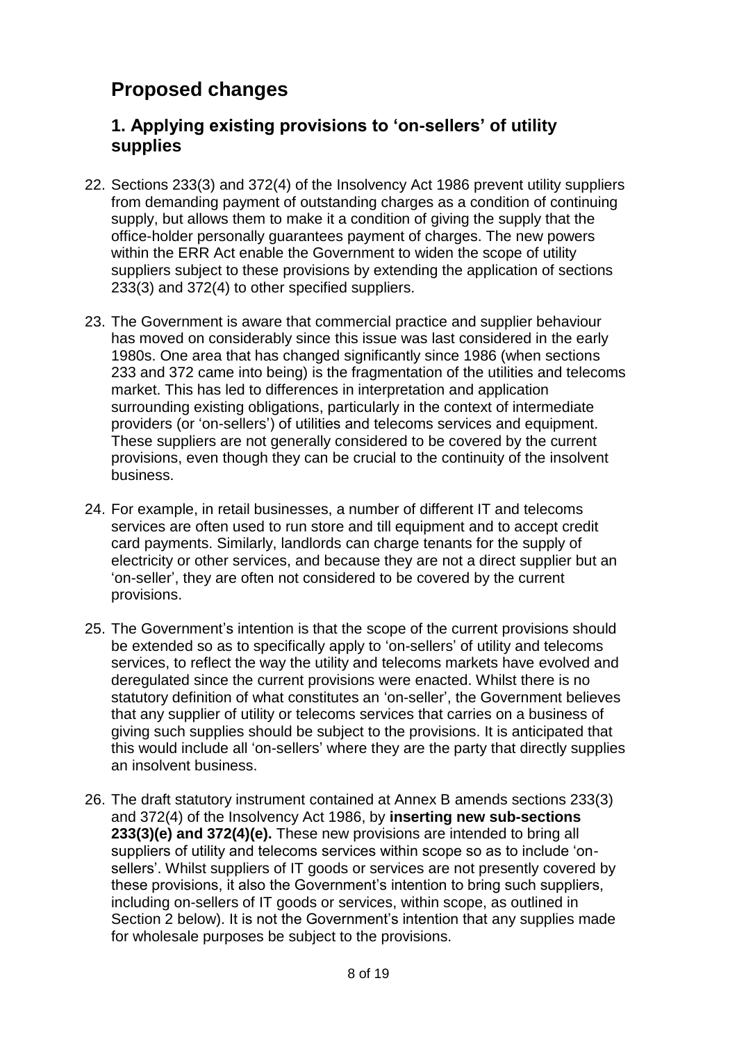# Proposed changes

## 1. Applying existing provisions to 'on-sellers' of utility supplies

22. Sections 233(3) and 372(4) of the Insolvency Act 1986 prevent utility suppliers from demanding payment of outstanding charges as a condition of continuing supply, but allows them to make it a condition of giving the supply that the office-holder personally guarantees payment of charges. The new powers within the ERR Act enable the Government to widen the scope of utility suppliers subject to these provisions by extending the application of sections 233(3) and 372(4) to other specified suppliers.

23. The Government is aware that commercial practice and supplier behaviour has moved on considerably since this issue was last considered in the early 1980s. One area that has changed significantly since 1986 (when sections 233 and 372 came into being) is the fragmentation of the utilities and telecoms market. This has led to differences in interpretation and application surrounding existing obligations, particularly in the context of intermediate providers (or 'on-sellers') of utilities and telecoms services and equipment. These suppliers are not generally considered to be covered by the current provisions, even though they can be crucial to the continuity of the insolvent business.

24. For example, in retail businesses, a number of different IT and telecoms services are often used to run store and till equipment and to accept credit card payments. Similarly, landlords can charge tenants for the supply of electricity or other services, and because they are not a direct supplier but an 'on-seller', they are often not considered to be covered by the current provisions.

25. The Government's intention is that the scope of the current provisions should be extended so as to specifically apply to 'on-sellers' of utility and telecoms services, to reflect the way the utility and telecoms markets have evolved and deregulated since the current provisions were enacted. Whilst there is no statutory definition of what constitutes an 'on-seller', the Government believes that any supplier of utility or telecoms services that carries on a business of giving such supplies should be subject to the provisions. It is anticipated that this would include all 'on-sellers' where they are the party that directly supplies an insolvent business.

26. The draft statutory instrument contained at Annex B amends sections 233(3) and 372(4) of the Insolvency Act 1986, by **inserting new sub-sections 233(3)(e) and 372(4)(e).** These new provisions are intended to bring all suppliers of utility and telecoms services within scope so as to include 'on-sellers'. Whilst suppliers of IT goods or services are not presently covered by these provisions, it also the Government's intention to bring such suppliers, including on-sellers of IT goods or services, within scope, as outlined in Section 2 below). It is not the Government's intention that any supplies made for wholesale purposes be subject to the provisions.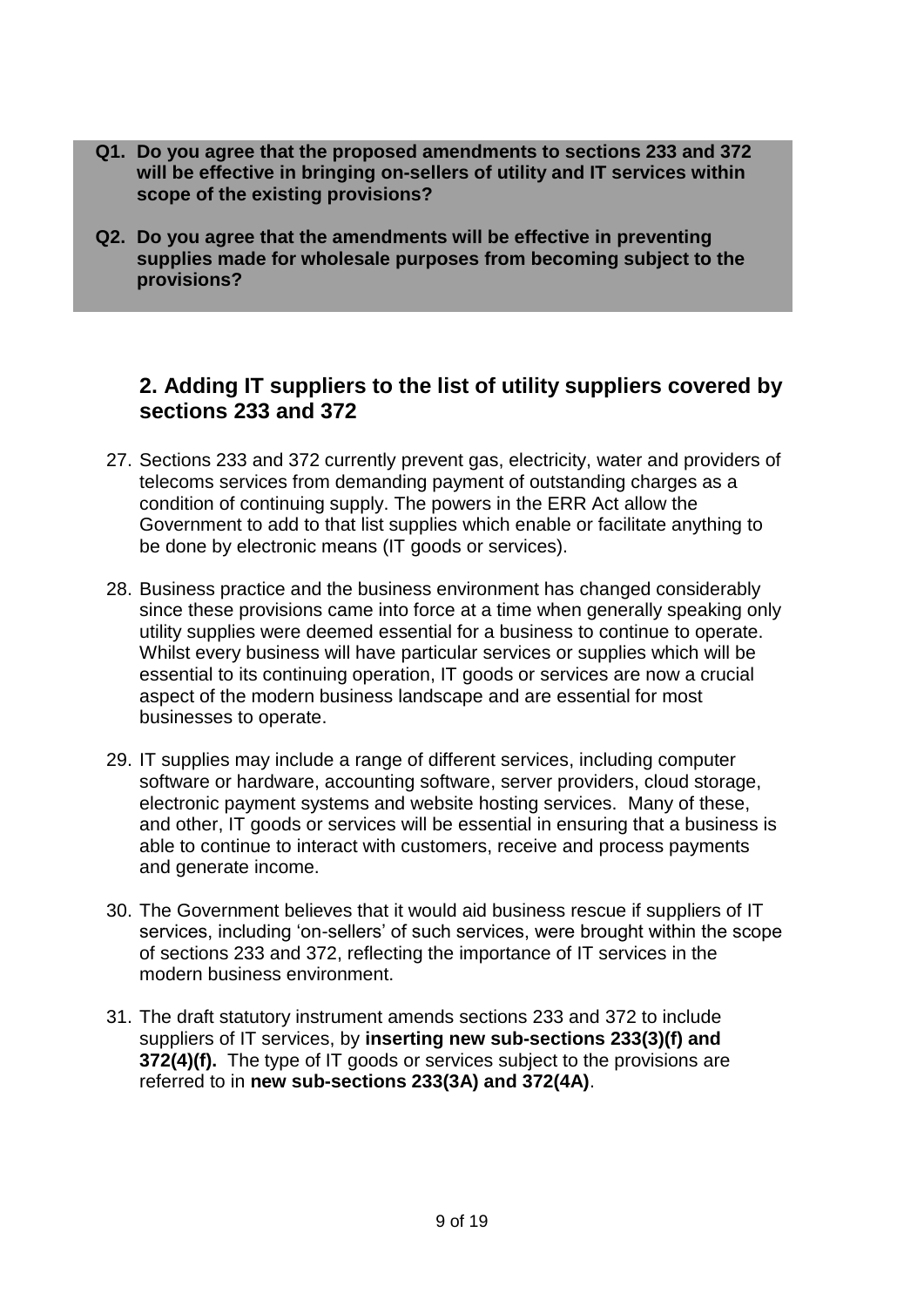**Q1. Do you agree that the proposed amendments to sections 233 and 372 will be effective in bringing on-sellers of utility and IT services within scope of the existing provisions?**

**Q2. Do you agree that the amendments will be effective in preventing supplies made for wholesale purposes from becoming subject to the provisions?**

## 2. Adding IT suppliers to the list of utility suppliers covered by sections 233 and 372

27. Sections 233 and 372 currently prevent gas, electricity, water and providers of telecoms services from demanding payment of outstanding charges as a condition of continuing supply. The powers in the ERR Act allow the Government to add to that list supplies which enable or facilitate anything to be done by electronic means (IT goods or services).

28. Business practice and the business environment has changed considerably since these provisions came into force at a time when generally speaking only utility supplies were deemed essential for a business to continue to operate. Whilst every business will have particular services or supplies which will be essential to its continuing operation, IT goods or services are now a crucial aspect of the modern business landscape and are essential for most businesses to operate.

29. IT supplies may include a range of different services, including computer software or hardware, accounting software, server providers, cloud storage, electronic payment systems and website hosting services. Many of these, and other, IT goods or services will be essential in ensuring that a business is able to continue to interact with customers, receive and process payments and generate income.

30. The Government believes that it would aid business rescue if suppliers of IT services, including 'on-sellers' of such services, were brought within the scope of sections 233 and 372, reflecting the importance of IT services in the modern business environment.

31. The draft statutory instrument amends sections 233 and 372 to include suppliers of IT services, by **inserting new sub-sections 233(3)(f) and 372(4)(f).** The type of IT goods or services subject to the provisions are referred to in **new sub-sections 233(3A) and 372(4A)**.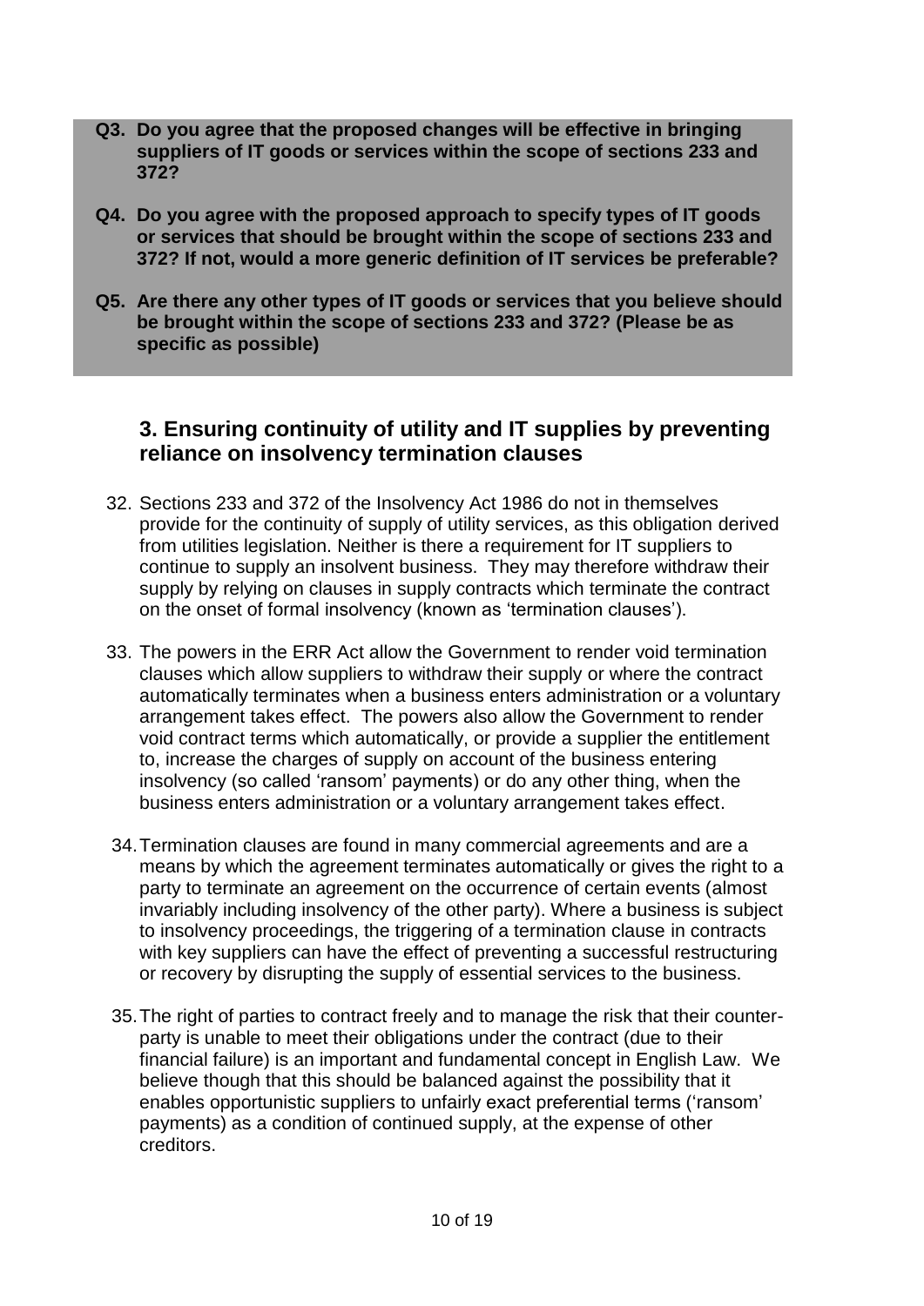**Q3. Do you agree that the proposed changes will be effective in bringing suppliers of IT goods or services within the scope of sections 233 and 372?**

**Q4. Do you agree with the proposed approach to specify types of IT goods or services that should be brought within the scope of sections 233 and 372? If not, would a more generic definition of IT services be preferable?**

**Q5. Are there any other types of IT goods or services that you believe should be brought within the scope of sections 233 and 372? (Please be as specific as possible)**

## 3. Ensuring continuity of utility and IT supplies by preventing reliance on insolvency termination clauses

32. Sections 233 and 372 of the Insolvency Act 1986 do not in themselves provide for the continuity of supply of utility services, as this obligation derived from utilities legislation. Neither is there a requirement for IT suppliers to continue to supply an insolvent business. They may therefore withdraw their supply by relying on clauses in supply contracts which terminate the contract on the onset of formal insolvency (known as 'termination clauses').

33. The powers in the ERR Act allow the Government to render void termination clauses which allow suppliers to withdraw their supply or where the contract automatically terminates when a business enters administration or a voluntary arrangement takes effect. The powers also allow the Government to render void contract terms which automatically, or provide a supplier the entitlement to, increase the charges of supply on account of the business entering insolvency (so called 'ransom' payments) or do any other thing, when the business enters administration or a voluntary arrangement takes effect.

34. Termination clauses are found in many commercial agreements and are a means by which the agreement terminates automatically or gives the right to a party to terminate an agreement on the occurrence of certain events (almost invariably including insolvency of the other party). Where a business is subject to insolvency proceedings, the triggering of a termination clause in contracts with key suppliers can have the effect of preventing a successful restructuring or recovery by disrupting the supply of essential services to the business.

35. The right of parties to contract freely and to manage the risk that their counter-party is unable to meet their obligations under the contract (due to their financial failure) is an important and fundamental concept in English Law. We believe though that this should be balanced against the possibility that it enables opportunistic suppliers to unfairly exact preferential terms ('ransom' payments) as a condition of continued supply, at the expense of other creditors.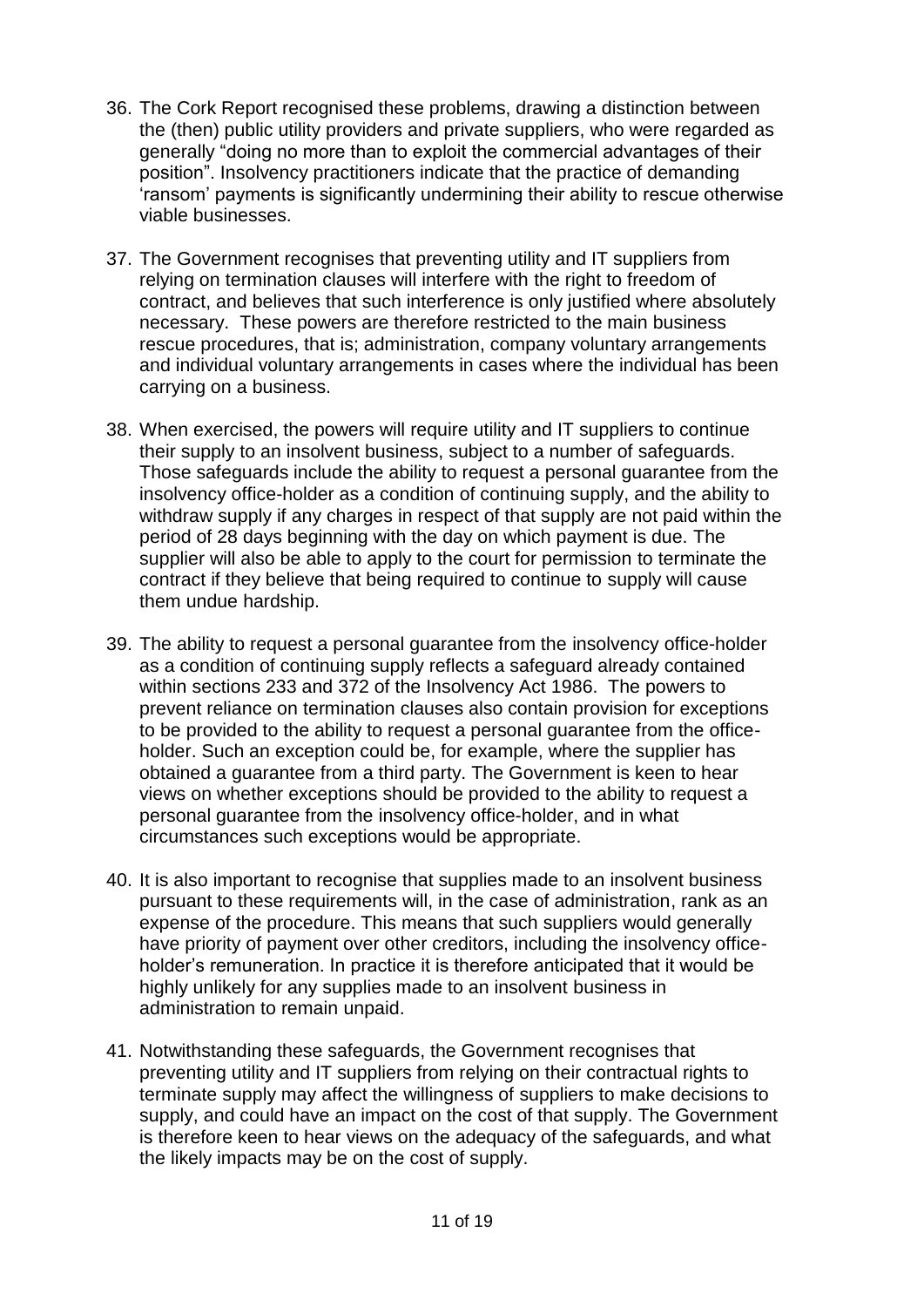36. The Cork Report recognised these problems, drawing a distinction between the (then) public utility providers and private suppliers, who were regarded as generally "doing no more than to exploit the commercial advantages of their position". Insolvency practitioners indicate that the practice of demanding 'ransom' payments is significantly undermining their ability to rescue otherwise viable businesses.

37. The Government recognises that preventing utility and IT suppliers from relying on termination clauses will interfere with the right to freedom of contract, and believes that such interference is only justified where absolutely necessary. These powers are therefore restricted to the main business rescue procedures, that is; administration, company voluntary arrangements and individual voluntary arrangements in cases where the individual has been carrying on a business.

38. When exercised, the powers will require utility and IT suppliers to continue their supply to an insolvent business, subject to a number of safeguards. Those safeguards include the ability to request a personal guarantee from the insolvency office-holder as a condition of continuing supply, and the ability to withdraw supply if any charges in respect of that supply are not paid within the period of 28 days beginning with the day on which payment is due. The supplier will also be able to apply to the court for permission to terminate the contract if they believe that being required to continue to supply will cause them undue hardship.

39. The ability to request a personal guarantee from the insolvency office-holder as a condition of continuing supply reflects a safeguard already contained within sections 233 and 372 of the Insolvency Act 1986. The powers to prevent reliance on termination clauses also contain provision for exceptions to be provided to the ability to request a personal guarantee from the office-holder. Such an exception could be, for example, where the supplier has obtained a guarantee from a third party. The Government is keen to hear views on whether exceptions should be provided to the ability to request a personal guarantee from the insolvency office-holder, and in what circumstances such exceptions would be appropriate.

40. It is also important to recognise that supplies made to an insolvent business pursuant to these requirements will, in the case of administration, rank as an expense of the procedure. This means that such suppliers would generally have priority of payment over other creditors, including the insolvency office-holder's remuneration. In practice it is therefore anticipated that it would be highly unlikely for any supplies made to an insolvent business in administration to remain unpaid.

41. Notwithstanding these safeguards, the Government recognises that preventing utility and IT suppliers from relying on their contractual rights to terminate supply may affect the willingness of suppliers to make decisions to supply, and could have an impact on the cost of that supply. The Government is therefore keen to hear views on the adequacy of the safeguards, and what the likely impacts may be on the cost of supply.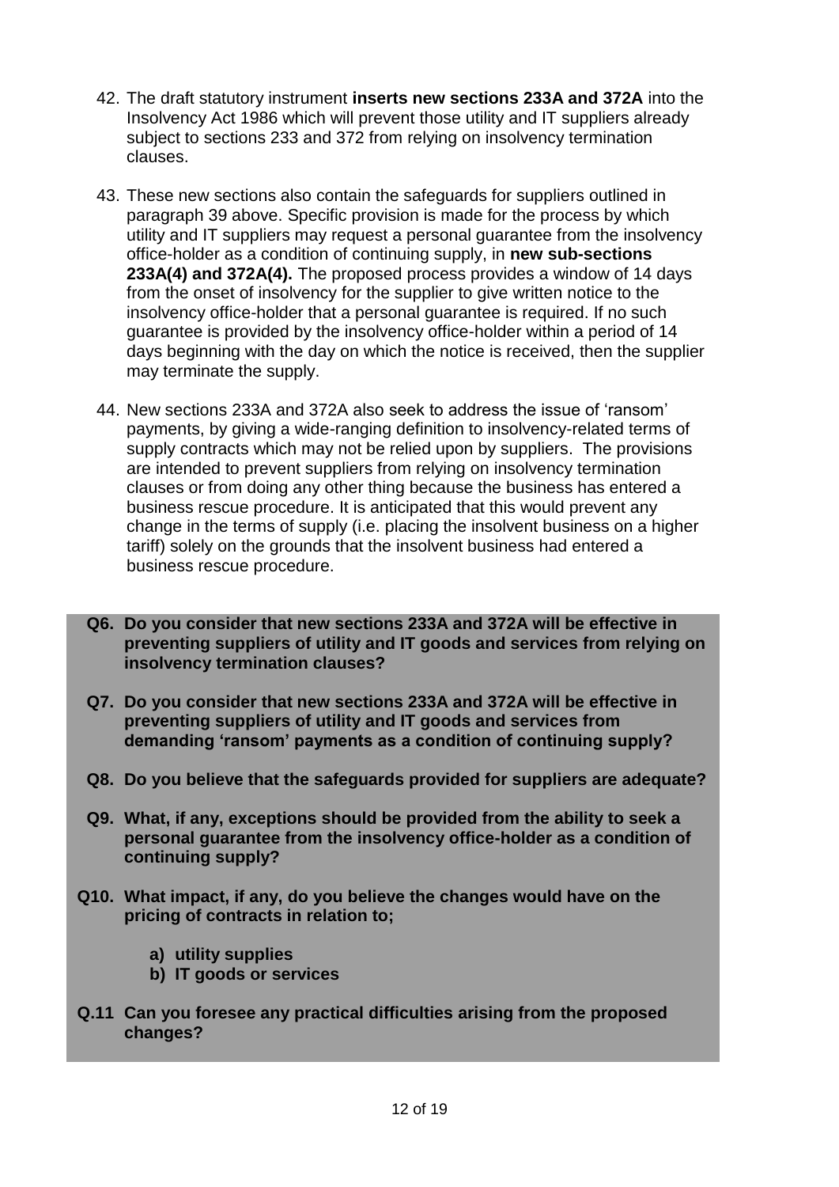42. The draft statutory instrument **inserts new sections 233A and 372A** into the Insolvency Act 1986 which will prevent those utility and IT suppliers already subject to sections 233 and 372 from relying on insolvency termination clauses.

43. These new sections also contain the safeguards for suppliers outlined in paragraph 39 above. Specific provision is made for the process by which utility and IT suppliers may request a personal guarantee from the insolvency office-holder as a condition of continuing supply, in **new sub-sections 233A(4) and 372A(4).** The proposed process provides a window of 14 days from the onset of insolvency for the supplier to give written notice to the insolvency office-holder that a personal guarantee is required. If no such guarantee is provided by the insolvency office-holder within a period of 14 days beginning with the day on which the notice is received, then the supplier may terminate the supply.

44. New sections 233A and 372A also seek to address the issue of 'ransom' payments, by giving a wide-ranging definition to insolvency-related terms of supply contracts which may not be relied upon by suppliers. The provisions are intended to prevent suppliers from relying on insolvency termination clauses or from doing any other thing because the business has entered a business rescue procedure. It is anticipated that this would prevent any change in the terms of supply (i.e. placing the insolvent business on a higher tariff) solely on the grounds that the insolvent business had entered a business rescue procedure.

**Q6. Do you consider that new sections 233A and 372A will be effective in preventing suppliers of utility and IT goods and services from relying on insolvency termination clauses?**

**Q7. Do you consider that new sections 233A and 372A will be effective in preventing suppliers of utility and IT goods and services from demanding 'ransom' payments as a condition of continuing supply?**

**Q8. Do you believe that the safeguards provided for suppliers are adequate?**

**Q9. What, if any, exceptions should be provided from the ability to seek a personal guarantee from the insolvency office-holder as a condition of continuing supply?**

**Q10. What impact, if any, do you believe the changes would have on the pricing of contracts in relation to;**

**a) utility supplies**
**b) IT goods or services**

**Q.11 Can you foresee any practical difficulties arising from the proposed changes?**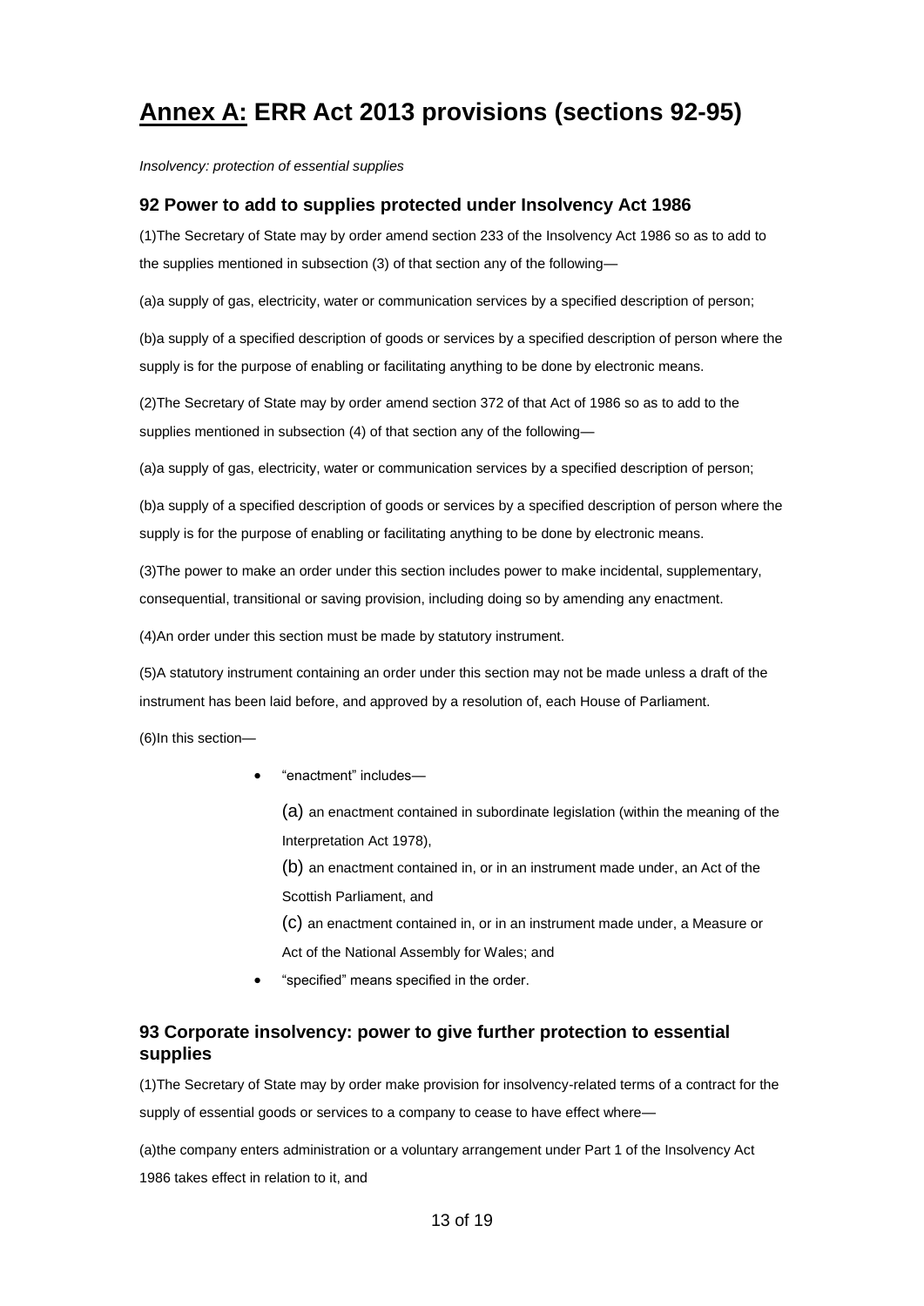# <u>Annex A:</u> ERR Act 2013 provisions (sections 92-95)

*Insolvency: protection of essential supplies*

### 92 Power to add to supplies protected under Insolvency Act 1986

(1)The Secretary of State may by order amend section 233 of the Insolvency Act 1986 so as to add to the supplies mentioned in subsection (3) of that section any of the following—

(a)a supply of gas, electricity, water or communication services by a specified description of person;

(b)a supply of a specified description of goods or services by a specified description of person where the supply is for the purpose of enabling or facilitating anything to be done by electronic means.

(2)The Secretary of State may by order amend section 372 of that Act of 1986 so as to add to the supplies mentioned in subsection (4) of that section any of the following—

(a)a supply of gas, electricity, water or communication services by a specified description of person;

(b)a supply of a specified description of goods or services by a specified description of person where the supply is for the purpose of enabling or facilitating anything to be done by electronic means.

(3)The power to make an order under this section includes power to make incidental, supplementary, consequential, transitional or saving provision, including doing so by amending any enactment.

(4)An order under this section must be made by statutory instrument.

(5)A statutory instrument containing an order under this section may not be made unless a draft of the instrument has been laid before, and approved by a resolution of, each House of Parliament.

(6)In this section—

- "enactment" includes—

  (a) an enactment contained in subordinate legislation (within the meaning of the Interpretation Act 1978),

  (b) an enactment contained in, or in an instrument made under, an Act of the Scottish Parliament, and

  (c) an enactment contained in, or in an instrument made under, a Measure or Act of the National Assembly for Wales; and

- "specified" means specified in the order.

### 93 Corporate insolvency: power to give further protection to essential supplies

(1)The Secretary of State may by order make provision for insolvency-related terms of a contract for the supply of essential goods or services to a company to cease to have effect where—

(a)the company enters administration or a voluntary arrangement under Part 1 of the Insolvency Act 1986 takes effect in relation to it, and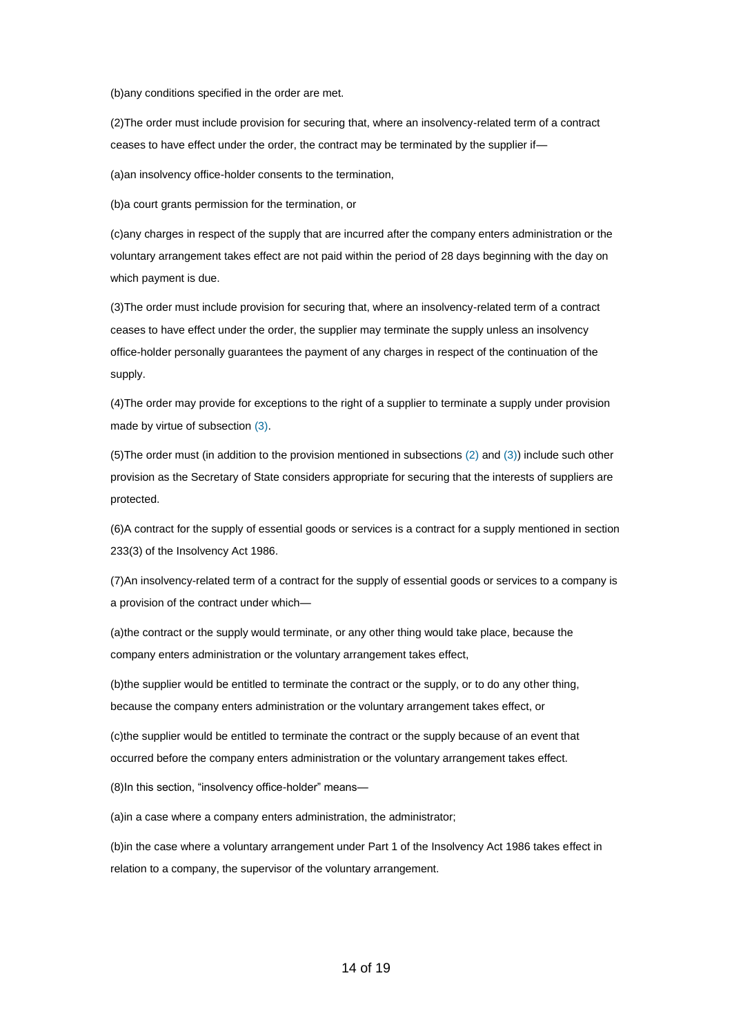(b)any conditions specified in the order are met.

(2)The order must include provision for securing that, where an insolvency-related term of a contract ceases to have effect under the order, the contract may be terminated by the supplier if—

(a)an insolvency office-holder consents to the termination,

(b)a court grants permission for the termination, or

(c)any charges in respect of the supply that are incurred after the company enters administration or the voluntary arrangement takes effect are not paid within the period of 28 days beginning with the day on which payment is due.

(3)The order must include provision for securing that, where an insolvency-related term of a contract ceases to have effect under the order, the supplier may terminate the supply unless an insolvency office-holder personally guarantees the payment of any charges in respect of the continuation of the supply.

(4)The order may provide for exceptions to the right of a supplier to terminate a supply under provision made by virtue of subsection (3).

(5)The order must (in addition to the provision mentioned in subsections (2) and (3)) include such other provision as the Secretary of State considers appropriate for securing that the interests of suppliers are protected.

(6)A contract for the supply of essential goods or services is a contract for a supply mentioned in section 233(3) of the Insolvency Act 1986.

(7)An insolvency-related term of a contract for the supply of essential goods or services to a company is a provision of the contract under which—

(a)the contract or the supply would terminate, or any other thing would take place, because the company enters administration or the voluntary arrangement takes effect,

(b)the supplier would be entitled to terminate the contract or the supply, or to do any other thing, because the company enters administration or the voluntary arrangement takes effect, or

(c)the supplier would be entitled to terminate the contract or the supply because of an event that occurred before the company enters administration or the voluntary arrangement takes effect.

(8)In this section, "insolvency office-holder" means—

(a)in a case where a company enters administration, the administrator;

(b)in the case where a voluntary arrangement under Part 1 of the Insolvency Act 1986 takes effect in relation to a company, the supervisor of the voluntary arrangement.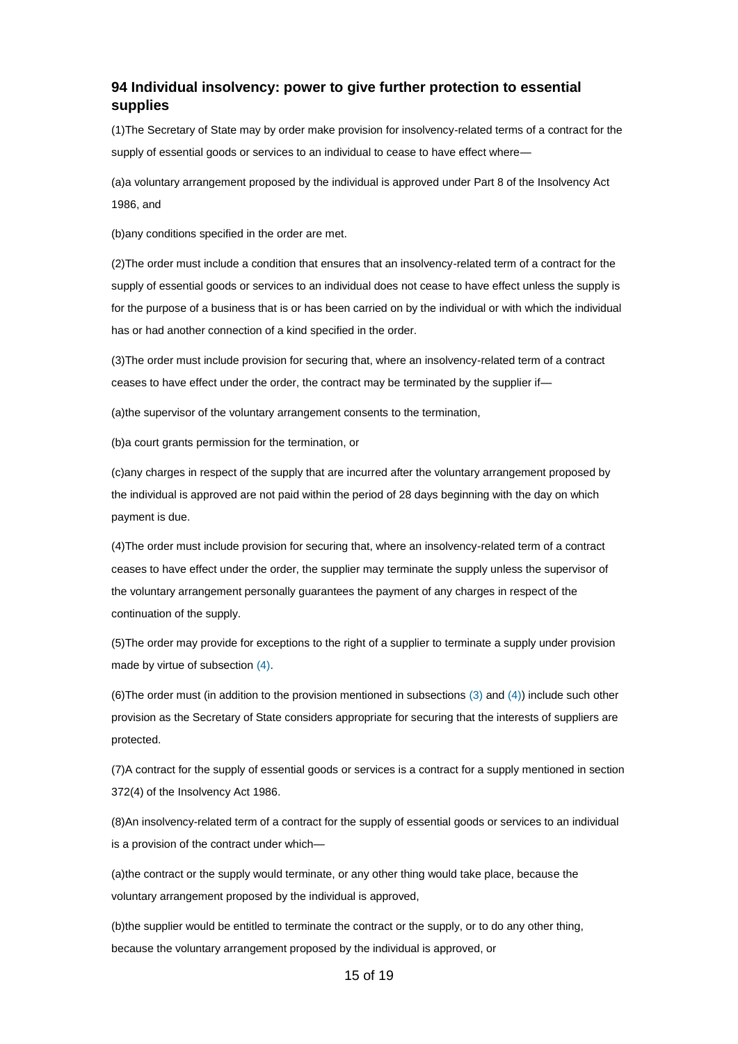## 94 Individual insolvency: power to give further protection to essential supplies

(1)The Secretary of State may by order make provision for insolvency-related terms of a contract for the supply of essential goods or services to an individual to cease to have effect where—

(a)a voluntary arrangement proposed by the individual is approved under Part 8 of the Insolvency Act 1986, and

(b)any conditions specified in the order are met.

(2)The order must include a condition that ensures that an insolvency-related term of a contract for the supply of essential goods or services to an individual does not cease to have effect unless the supply is for the purpose of a business that is or has been carried on by the individual or with which the individual has or had another connection of a kind specified in the order.

(3)The order must include provision for securing that, where an insolvency-related term of a contract ceases to have effect under the order, the contract may be terminated by the supplier if—

(a)the supervisor of the voluntary arrangement consents to the termination,

(b)a court grants permission for the termination, or

(c)any charges in respect of the supply that are incurred after the voluntary arrangement proposed by the individual is approved are not paid within the period of 28 days beginning with the day on which payment is due.

(4)The order must include provision for securing that, where an insolvency-related term of a contract ceases to have effect under the order, the supplier may terminate the supply unless the supervisor of the voluntary arrangement personally guarantees the payment of any charges in respect of the continuation of the supply.

(5)The order may provide for exceptions to the right of a supplier to terminate a supply under provision made by virtue of subsection (4).

(6)The order must (in addition to the provision mentioned in subsections (3) and (4)) include such other provision as the Secretary of State considers appropriate for securing that the interests of suppliers are protected.

(7)A contract for the supply of essential goods or services is a contract for a supply mentioned in section 372(4) of the Insolvency Act 1986.

(8)An insolvency-related term of a contract for the supply of essential goods or services to an individual is a provision of the contract under which—

(a)the contract or the supply would terminate, or any other thing would take place, because the voluntary arrangement proposed by the individual is approved,

(b)the supplier would be entitled to terminate the contract or the supply, or to do any other thing, because the voluntary arrangement proposed by the individual is approved, or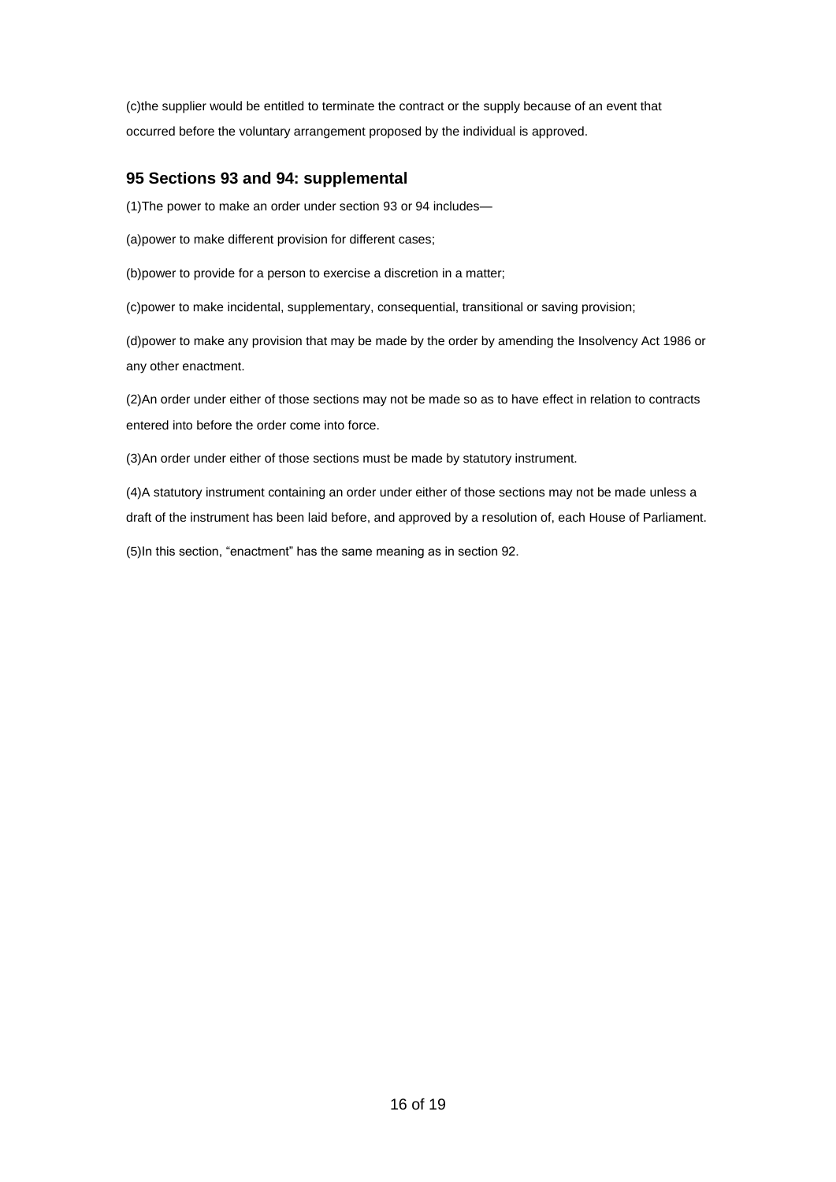(c)the supplier would be entitled to terminate the contract or the supply because of an event that occurred before the voluntary arrangement proposed by the individual is approved.

## 95 Sections 93 and 94: supplemental

(1)The power to make an order under section 93 or 94 includes—

(a)power to make different provision for different cases;

(b)power to provide for a person to exercise a discretion in a matter;

(c)power to make incidental, supplementary, consequential, transitional or saving provision;

(d)power to make any provision that may be made by the order by amending the Insolvency Act 1986 or any other enactment.

(2)An order under either of those sections may not be made so as to have effect in relation to contracts entered into before the order come into force.

(3)An order under either of those sections must be made by statutory instrument.

(4)A statutory instrument containing an order under either of those sections may not be made unless a draft of the instrument has been laid before, and approved by a resolution of, each House of Parliament.

(5)In this section, “enactment” has the same meaning as in section 92.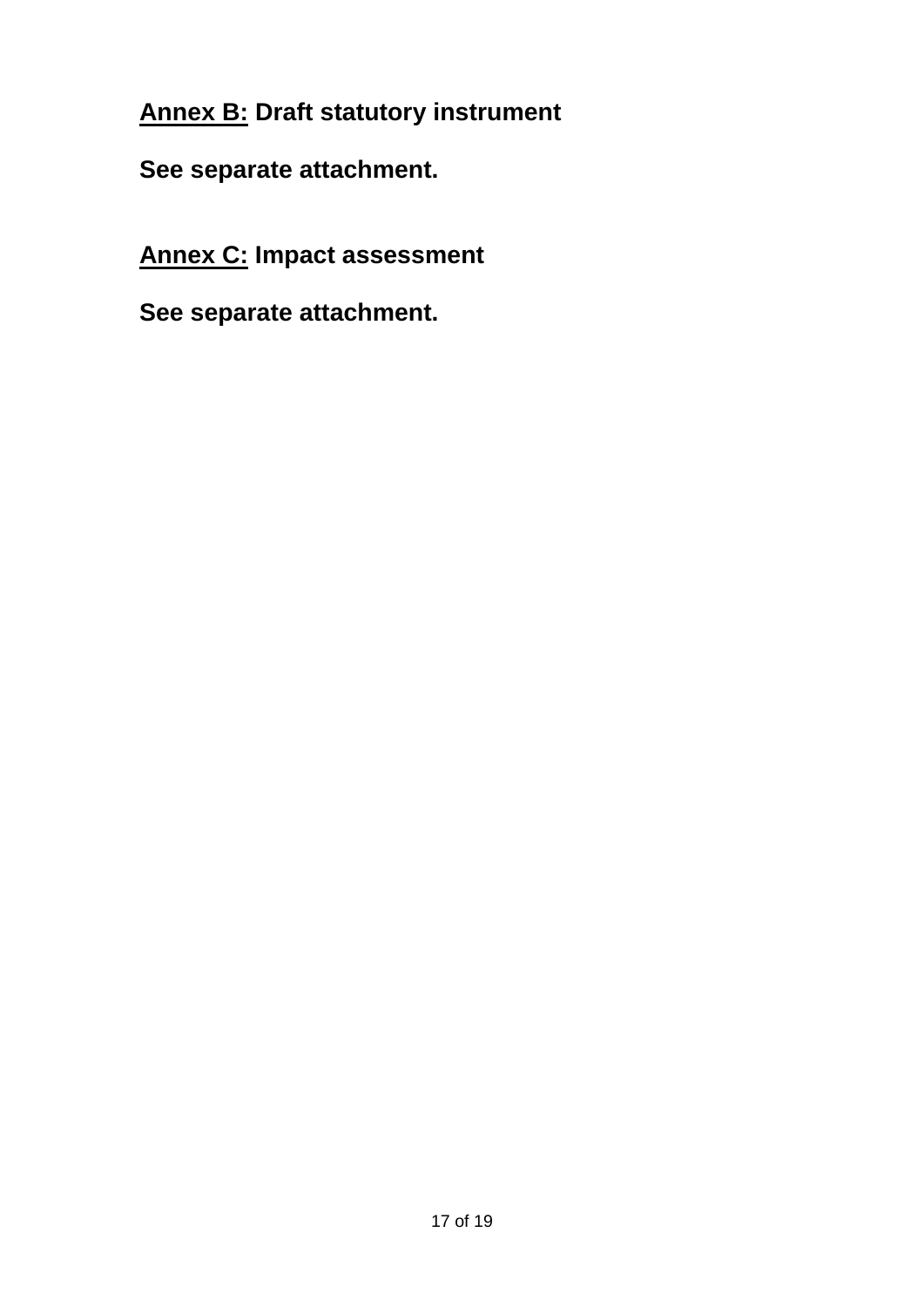## <u>Annex B:</u> Draft statutory instrument

**See separate attachment.**

## <u>Annex C:</u> Impact assessment

**See separate attachment.**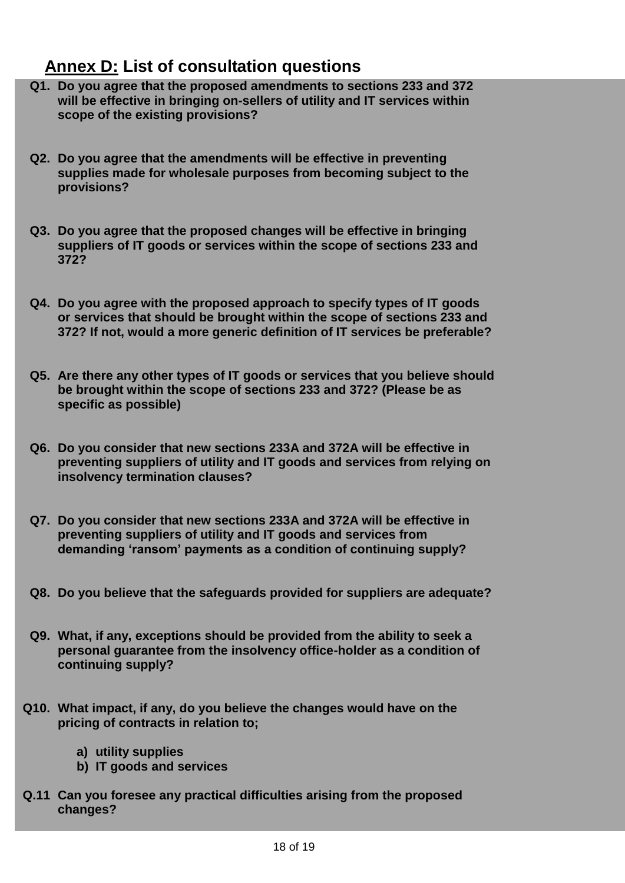## Annex D: List of consultation questions

**Q1. Do you agree that the proposed amendments to sections 233 and 372 will be effective in bringing on-sellers of utility and IT services within scope of the existing provisions?**

**Q2. Do you agree that the amendments will be effective in preventing supplies made for wholesale purposes from becoming subject to the provisions?**

**Q3. Do you agree that the proposed changes will be effective in bringing suppliers of IT goods or services within the scope of sections 233 and 372?**

**Q4. Do you agree with the proposed approach to specify types of IT goods or services that should be brought within the scope of sections 233 and 372? If not, would a more generic definition of IT services be preferable?**

**Q5. Are there any other types of IT goods or services that you believe should be brought within the scope of sections 233 and 372? (Please be as specific as possible)**

**Q6. Do you consider that new sections 233A and 372A will be effective in preventing suppliers of utility and IT goods and services from relying on insolvency termination clauses?**

**Q7. Do you consider that new sections 233A and 372A will be effective in preventing suppliers of utility and IT goods and services from demanding 'ransom' payments as a condition of continuing supply?**

**Q8. Do you believe that the safeguards provided for suppliers are adequate?**

**Q9. What, if any, exceptions should be provided from the ability to seek a personal guarantee from the insolvency office-holder as a condition of continuing supply?**

**Q10. What impact, if any, do you believe the changes would have on the pricing of contracts in relation to;**

**a) utility supplies**
**b) IT goods and services**

**Q.11 Can you foresee any practical difficulties arising from the proposed changes?**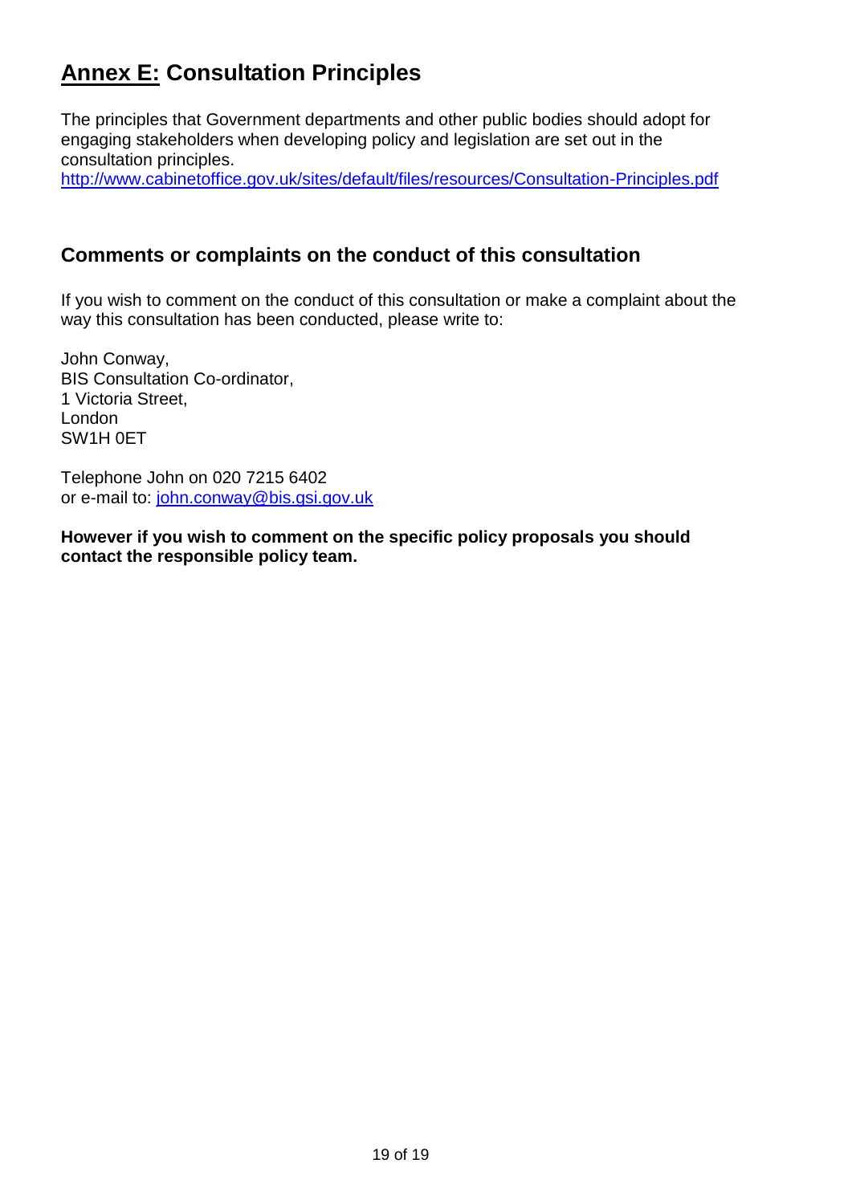## **Annex E:** Consultation Principles

The principles that Government departments and other public bodies should adopt for engaging stakeholders when developing policy and legislation are set out in the consultation principles.
http://www.cabinetoffice.gov.uk/sites/default/files/resources/Consultation-Principles.pdf

### Comments or complaints on the conduct of this consultation

If you wish to comment on the conduct of this consultation or make a complaint about the way this consultation has been conducted, please write to:

John Conway,
BIS Consultation Co-ordinator,
1 Victoria Street,
London
SW1H 0ET

Telephone John on 020 7215 6402
or e-mail to: john.conway@bis.gsi.gov.uk

**However if you wish to comment on the specific policy proposals you should contact the responsible policy team.**